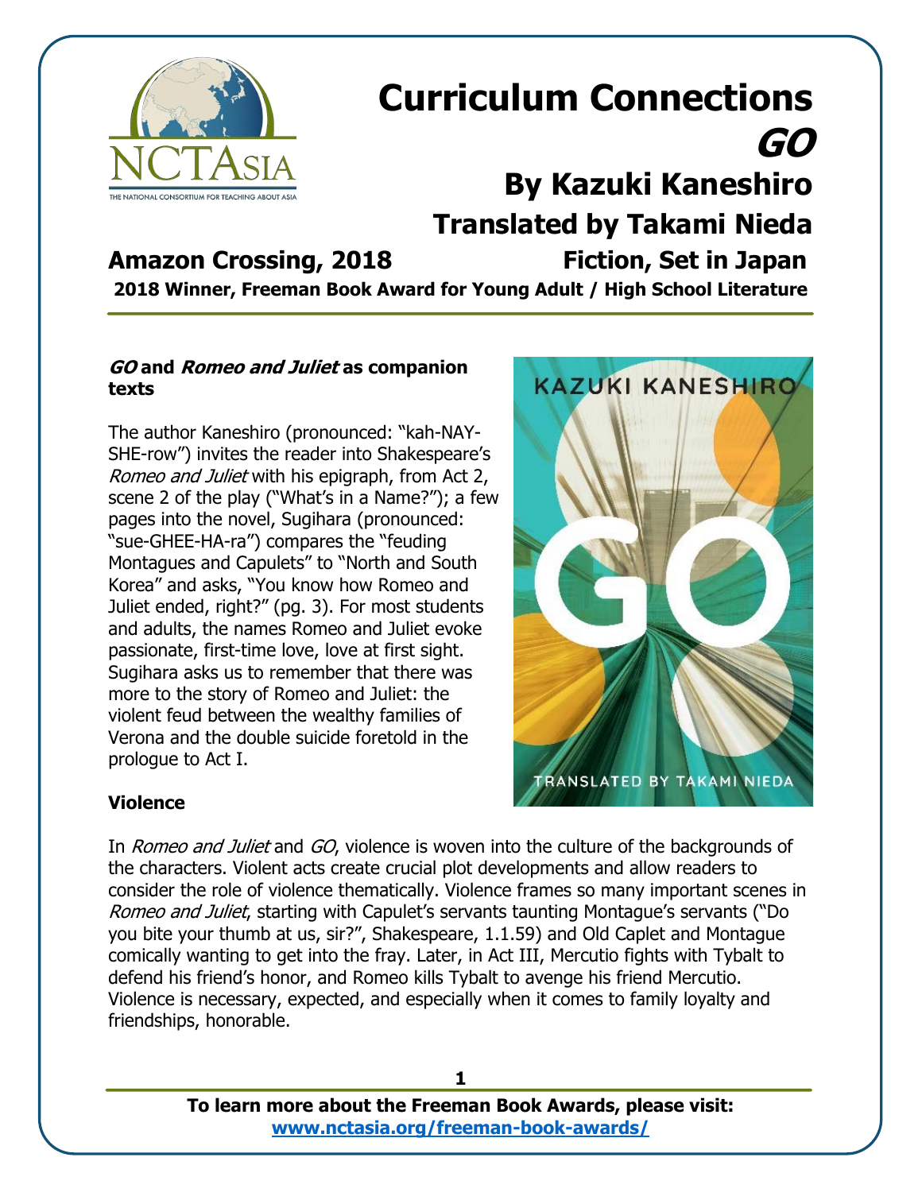# Curriculum Connections

## *GO*

## By Kazuki Kaneshiro

## Translated by Takami Nieda

**Amazon Crossing, 2018** **Fiction, Set in Japan**

**2018 Winner, Freeman Book Award for Young Adult / High School Literature**

### *GO* and *Romeo and Juliet* as companion texts

The author Kaneshiro (pronounced: "kah-NAY-SHE-row") invites the reader into Shakespeare's *Romeo and Juliet* with his epigraph, from Act 2, scene 2 of the play ("What's in a Name?"); a few pages into the novel, Sugihara (pronounced: "sue-GHEE-HA-ra") compares the "feuding Montagues and Capulets" to "North and South Korea" and asks, "You know how Romeo and Juliet ended, right?" (pg. 3). For most students and adults, the names Romeo and Juliet evoke passionate, first-time love, love at first sight. Sugihara asks us to remember that there was more to the story of Romeo and Juliet: the violent feud between the wealthy families of Verona and the double suicide foretold in the prologue to Act I.

### Violence

In *Romeo and Juliet* and *GO*, violence is woven into the culture of the backgrounds of the characters. Violent acts create crucial plot developments and allow readers to consider the role of violence thematically. Violence frames so many important scenes in *Romeo and Juliet*, starting with Capulet's servants taunting Montague's servants ("Do you bite your thumb at us, sir?", Shakespeare, 1.1.59) and Old Caplet and Montague comically wanting to get into the fray. Later, in Act III, Mercutio fights with Tybalt to defend his friend's honor, and Romeo kills Tybalt to avenge his friend Mercutio. Violence is necessary, expected, and especially when it comes to family loyalty and friendships, honorable.

**To learn more about the Freeman Book Awards, please visit:**
**www.nctasia.org/freeman-book-awards/**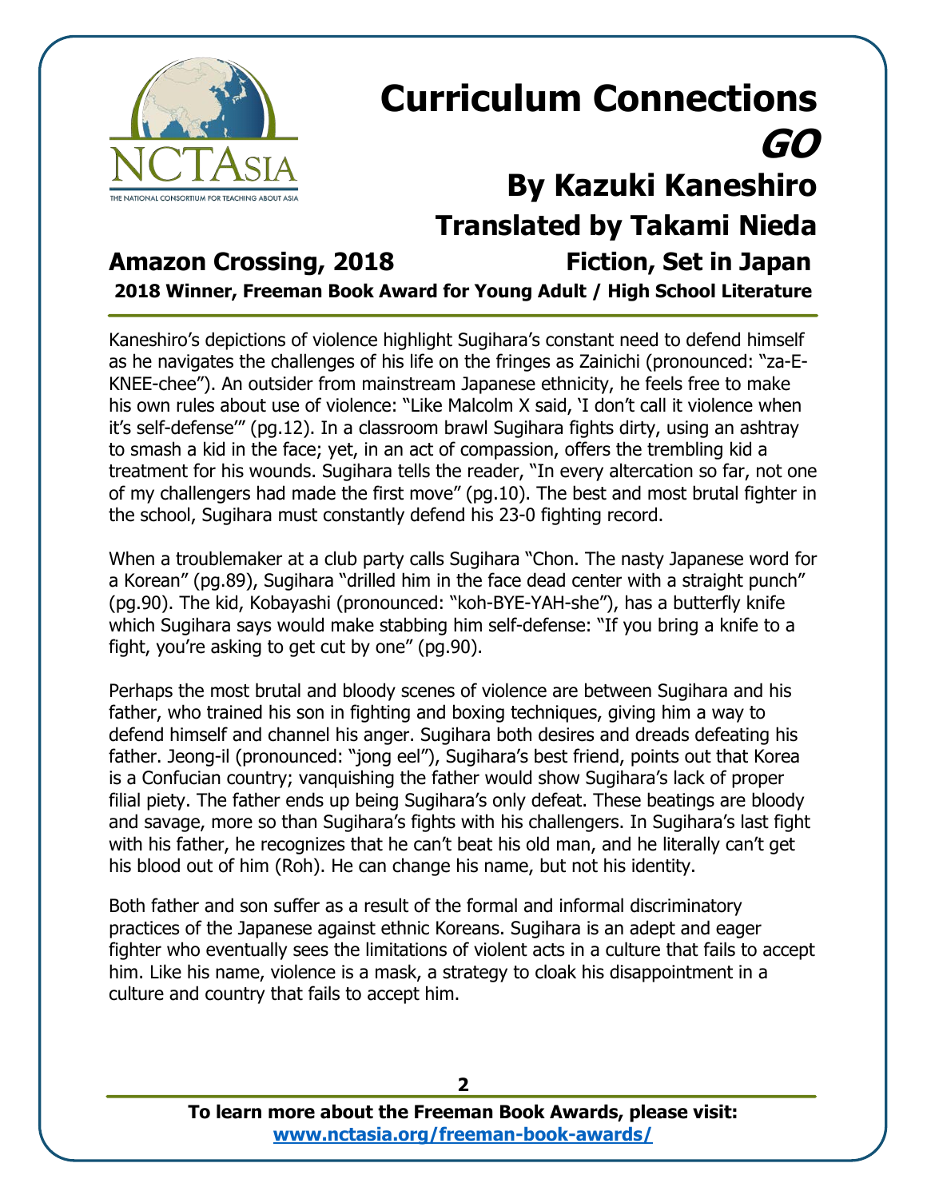# Curriculum Connections

# *GO*

## By Kazuki Kaneshiro

## Translated by Takami Nieda

**Amazon Crossing, 2018** **Fiction, Set in Japan**

**2018 Winner, Freeman Book Award for Young Adult / High School Literature**

Kaneshiro's depictions of violence highlight Sugihara's constant need to defend himself as he navigates the challenges of his life on the fringes as Zainichi (pronounced: "za-E-KNEE-chee"). An outsider from mainstream Japanese ethnicity, he feels free to make his own rules about use of violence: "Like Malcolm X said, 'I don't call it violence when it's self-defense'" (pg.12). In a classroom brawl Sugihara fights dirty, using an ashtray to smash a kid in the face; yet, in an act of compassion, offers the trembling kid a treatment for his wounds. Sugihara tells the reader, "In every altercation so far, not one of my challengers had made the first move" (pg.10). The best and most brutal fighter in the school, Sugihara must constantly defend his 23-0 fighting record.

When a troublemaker at a club party calls Sugihara "Chon. The nasty Japanese word for a Korean" (pg.89), Sugihara "drilled him in the face dead center with a straight punch" (pg.90). The kid, Kobayashi (pronounced: "koh-BYE-YAH-she"), has a butterfly knife which Sugihara says would make stabbing him self-defense: "If you bring a knife to a fight, you're asking to get cut by one" (pg.90).

Perhaps the most brutal and bloody scenes of violence are between Sugihara and his father, who trained his son in fighting and boxing techniques, giving him a way to defend himself and channel his anger. Sugihara both desires and dreads defeating his father. Jeong-il (pronounced: "jong eel"), Sugihara's best friend, points out that Korea is a Confucian country; vanquishing the father would show Sugihara's lack of proper filial piety. The father ends up being Sugihara's only defeat. These beatings are bloody and savage, more so than Sugihara's fights with his challengers. In Sugihara's last fight with his father, he recognizes that he can't beat his old man, and he literally can't get his blood out of him (Roh). He can change his name, but not his identity.

Both father and son suffer as a result of the formal and informal discriminatory practices of the Japanese against ethnic Koreans. Sugihara is an adept and eager fighter who eventually sees the limitations of violent acts in a culture that fails to accept him. Like his name, violence is a mask, a strategy to cloak his disappointment in a culture and country that fails to accept him.

**To learn more about the Freeman Book Awards, please visit:**
**[www.nctasia.org/freeman-book-awards/](http://www.nctasia.org/freeman-book-awards/)**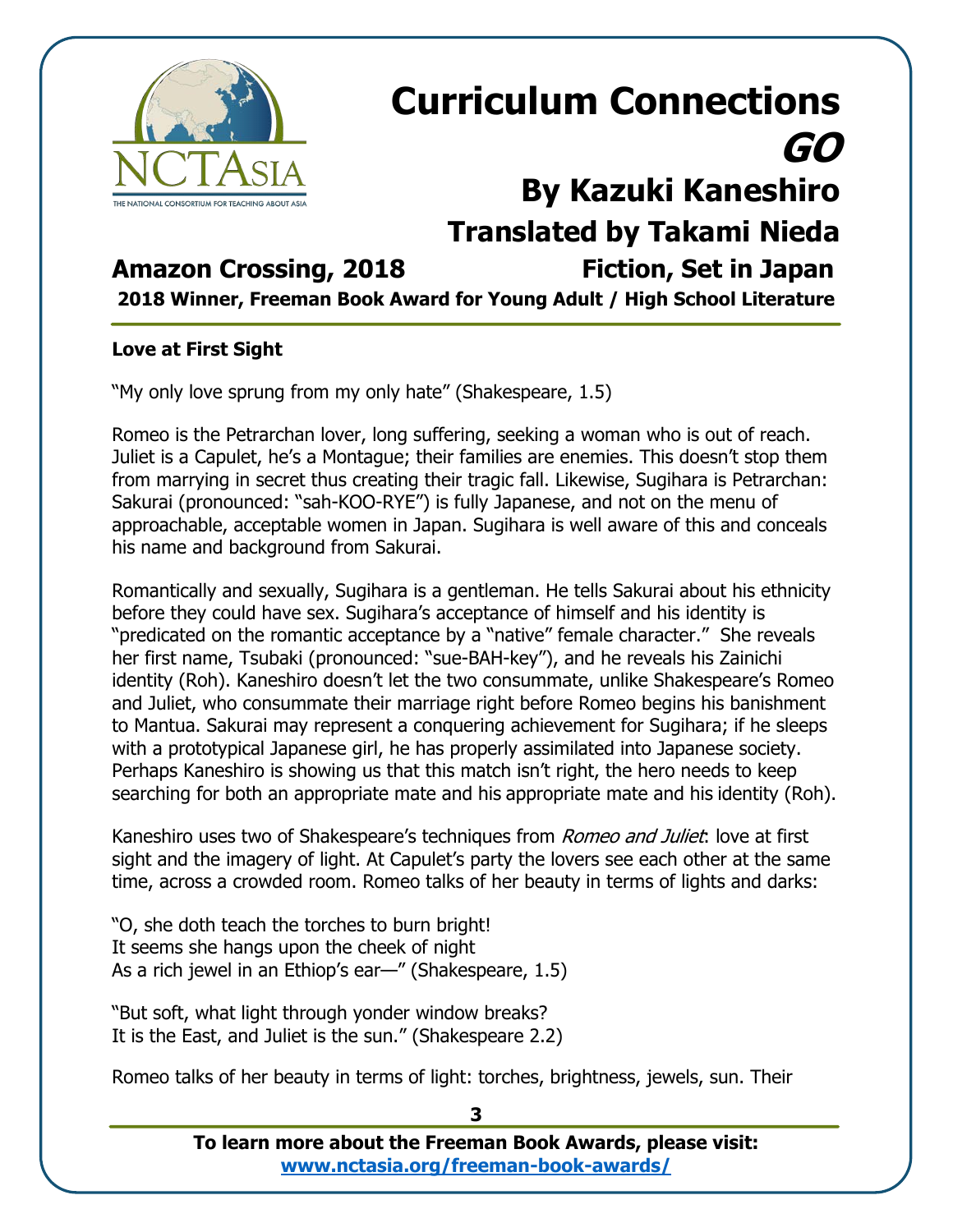# Curriculum Connections

## *GO*

## By Kazuki Kaneshiro

## Translated by Takami Nieda

**Amazon Crossing, 2018** **Fiction, Set in Japan**

**2018 Winner, Freeman Book Award for Young Adult / High School Literature**

**Love at First Sight**

"My only love sprung from my only hate" (Shakespeare, 1.5)

Romeo is the Petrarchan lover, long suffering, seeking a woman who is out of reach. Juliet is a Capulet, he's a Montague; their families are enemies. This doesn't stop them from marrying in secret thus creating their tragic fall. Likewise, Sugihara is Petrarchan: Sakurai (pronounced: "sah-KOO-RYE") is fully Japanese, and not on the menu of approachable, acceptable women in Japan. Sugihara is well aware of this and conceals his name and background from Sakurai.

Romantically and sexually, Sugihara is a gentleman. He tells Sakurai about his ethnicity before they could have sex. Sugihara's acceptance of himself and his identity is "predicated on the romantic acceptance by a "native" female character." She reveals her first name, Tsubaki (pronounced: "sue-BAH-key"), and he reveals his Zainichi identity (Roh). Kaneshiro doesn't let the two consummate, unlike Shakespeare's Romeo and Juliet, who consummate their marriage right before Romeo begins his banishment to Mantua. Sakurai may represent a conquering achievement for Sugihara; if he sleeps with a prototypical Japanese girl, he has properly assimilated into Japanese society. Perhaps Kaneshiro is showing us that this match isn't right, the hero needs to keep searching for both an appropriate mate and his appropriate mate and his identity (Roh).

Kaneshiro uses two of Shakespeare's techniques from *Romeo and Juliet*: love at first sight and the imagery of light. At Capulet's party the lovers see each other at the same time, across a crowded room. Romeo talks of her beauty in terms of lights and darks:

"O, she doth teach the torches to burn bright!
It seems she hangs upon the cheek of night
As a rich jewel in an Ethiop's ear—" (Shakespeare, 1.5)

"But soft, what light through yonder window breaks?
It is the East, and Juliet is the sun." (Shakespeare 2.2)

Romeo talks of her beauty in terms of light: torches, brightness, jewels, sun. Their

**To learn more about the Freeman Book Awards, please visit:**
**www.nctasia.org/freeman-book-awards/**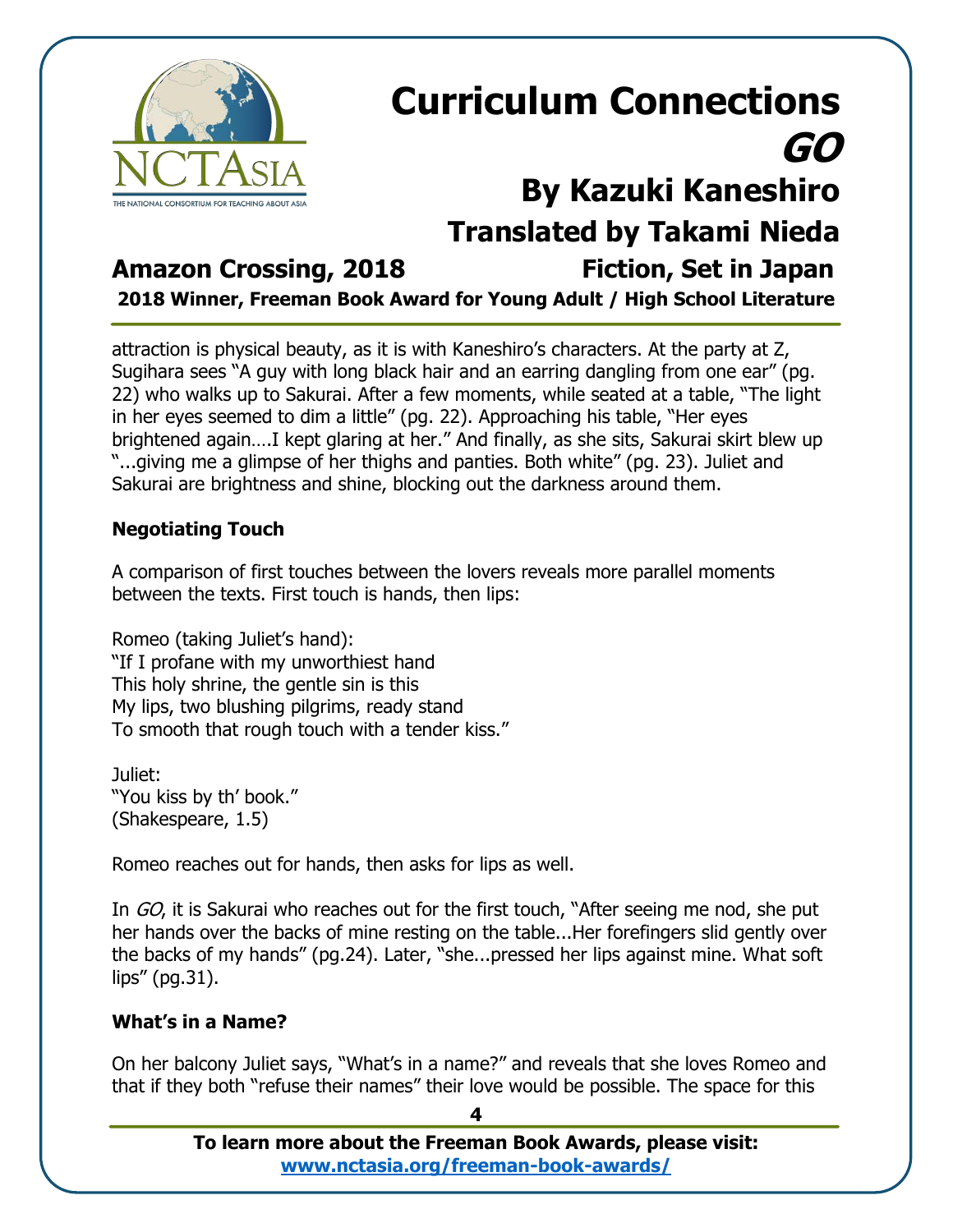attraction is physical beauty, as it is with Kaneshiro's characters. At the party at Z, Sugihara sees "A guy with long black hair and an earring dangling from one ear" (pg. 22) who walks up to Sakurai. After a few moments, while seated at a table, "The light in her eyes seemed to dim a little" (pg. 22). Approaching his table, "Her eyes brightened again….I kept glaring at her." And finally, as she sits, Sakurai skirt blew up "...giving me a glimpse of her thighs and panties. Both white" (pg. 23). Juliet and Sakurai are brightness and shine, blocking out the darkness around them.

**Negotiating Touch**

A comparison of first touches between the lovers reveals more parallel moments between the texts. First touch is hands, then lips:

Romeo (taking Juliet's hand):
"If I profane with my unworthiest hand
This holy shrine, the gentle sin is this
My lips, two blushing pilgrims, ready stand
To smooth that rough touch with a tender kiss."

Juliet:
"You kiss by th' book."
(Shakespeare, 1.5)

Romeo reaches out for hands, then asks for lips as well.

In *GO*, it is Sakurai who reaches out for the first touch, "After seeing me nod, she put her hands over the backs of mine resting on the table...Her forefingers slid gently over the backs of my hands" (pg.24). Later, "she...pressed her lips against mine. What soft lips" (pg.31).

**What's in a Name?**

On her balcony Juliet says, "What's in a name?" and reveals that she loves Romeo and that if they both "refuse their names" their love would be possible. The space for this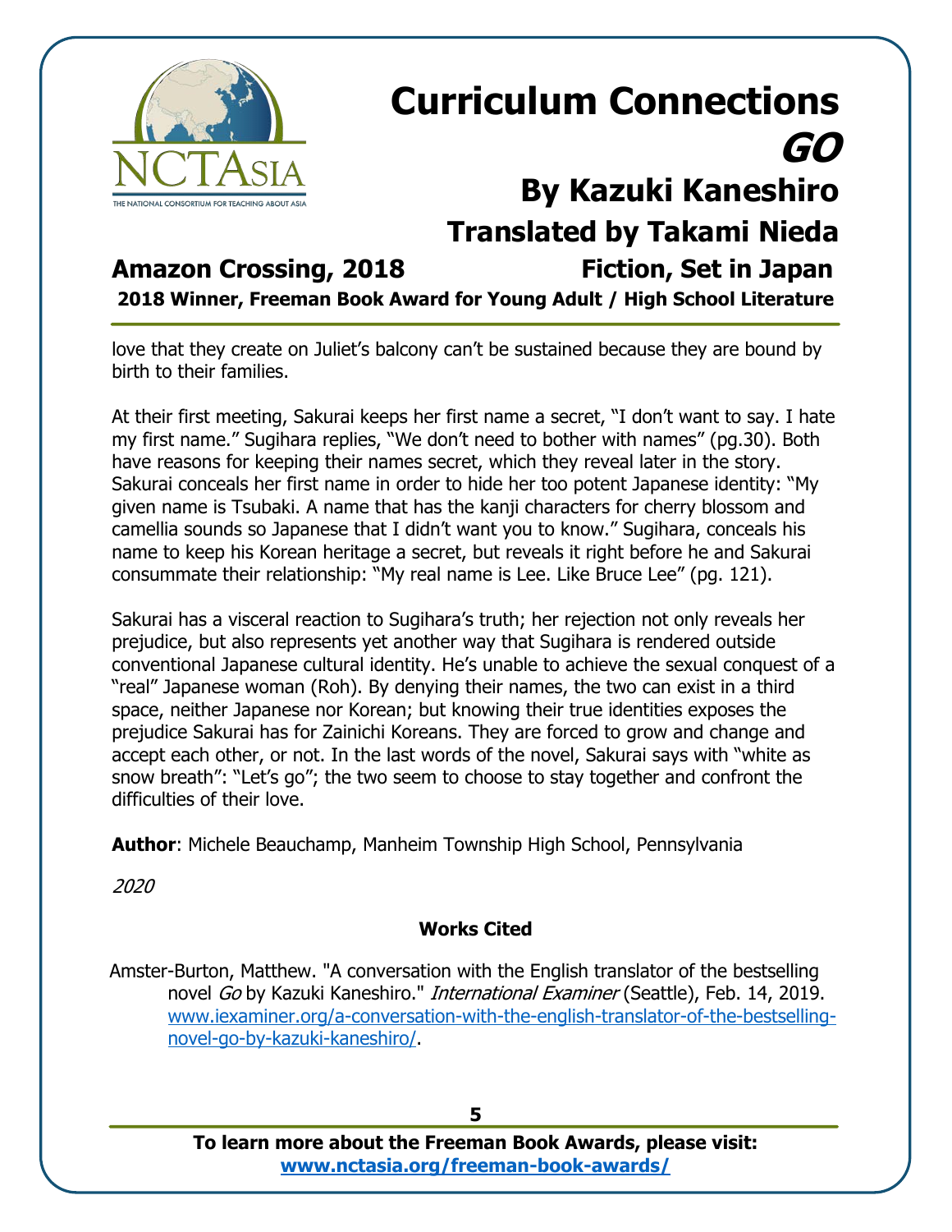love that they create on Juliet's balcony can't be sustained because they are bound by birth to their families.

At their first meeting, Sakurai keeps her first name a secret, "I don't want to say. I hate my first name." Sugihara replies, "We don't need to bother with names" (pg.30). Both have reasons for keeping their names secret, which they reveal later in the story. Sakurai conceals her first name in order to hide her too potent Japanese identity: "My given name is Tsubaki. A name that has the kanji characters for cherry blossom and camellia sounds so Japanese that I didn't want you to know." Sugihara, conceals his name to keep his Korean heritage a secret, but reveals it right before he and Sakurai consummate their relationship: "My real name is Lee. Like Bruce Lee" (pg. 121).

Sakurai has a visceral reaction to Sugihara's truth; her rejection not only reveals her prejudice, but also represents yet another way that Sugihara is rendered outside conventional Japanese cultural identity. He's unable to achieve the sexual conquest of a "real" Japanese woman (Roh). By denying their names, the two can exist in a third space, neither Japanese nor Korean; but knowing their true identities exposes the prejudice Sakurai has for Zainichi Koreans. They are forced to grow and change and accept each other, or not. In the last words of the novel, Sakurai says with "white as snow breath": "Let's go"; the two seem to choose to stay together and confront the difficulties of their love.

**Author**: Michele Beauchamp, Manheim Township High School, Pennsylvania

*2020*

**Works Cited**

Amster-Burton, Matthew. "A conversation with the English translator of the bestselling novel *Go* by Kazuki Kaneshiro." *International Examiner* (Seattle), Feb. 14, 2019. [www.iexaminer.org/a-conversation-with-the-english-translator-of-the-bestselling-novel-go-by-kazuki-kaneshiro/](www.iexaminer.org/a-conversation-with-the-english-translator-of-the-bestselling-novel-go-by-kazuki-kaneshiro/).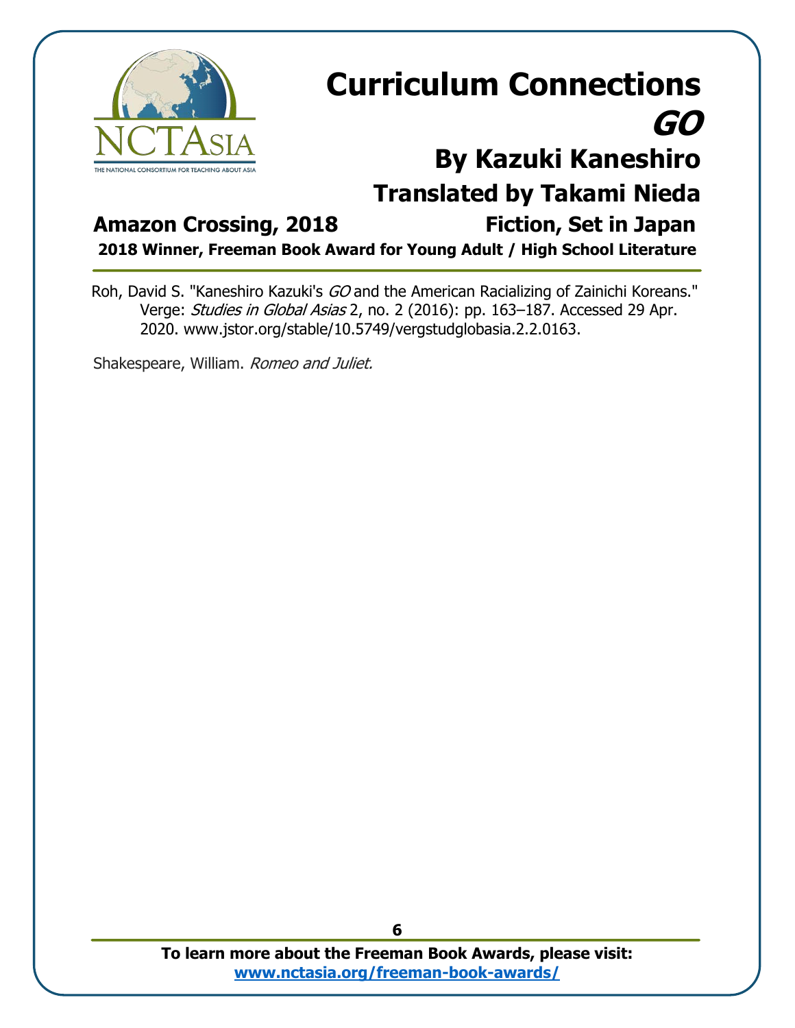# Curriculum Connections

## *GO*

## By Kazuki Kaneshiro

## Translated by Takami Nieda

**Amazon Crossing, 2018** **Fiction, Set in Japan**

**2018 Winner, Freeman Book Award for Young Adult / High School Literature**

---

Roh, David S. "Kaneshiro Kazuki's *GO* and the American Racializing of Zainichi Koreans." Verge: *Studies in Global Asias* 2, no. 2 (2016): pp. 163–187. Accessed 29 Apr. 2020. www.jstor.org/stable/10.5749/vergstudglobasia.2.2.0163.

Shakespeare, William. *Romeo and Juliet.*

---

**To learn more about the Freeman Book Awards, please visit:**
**www.nctasia.org/freeman-book-awards/**